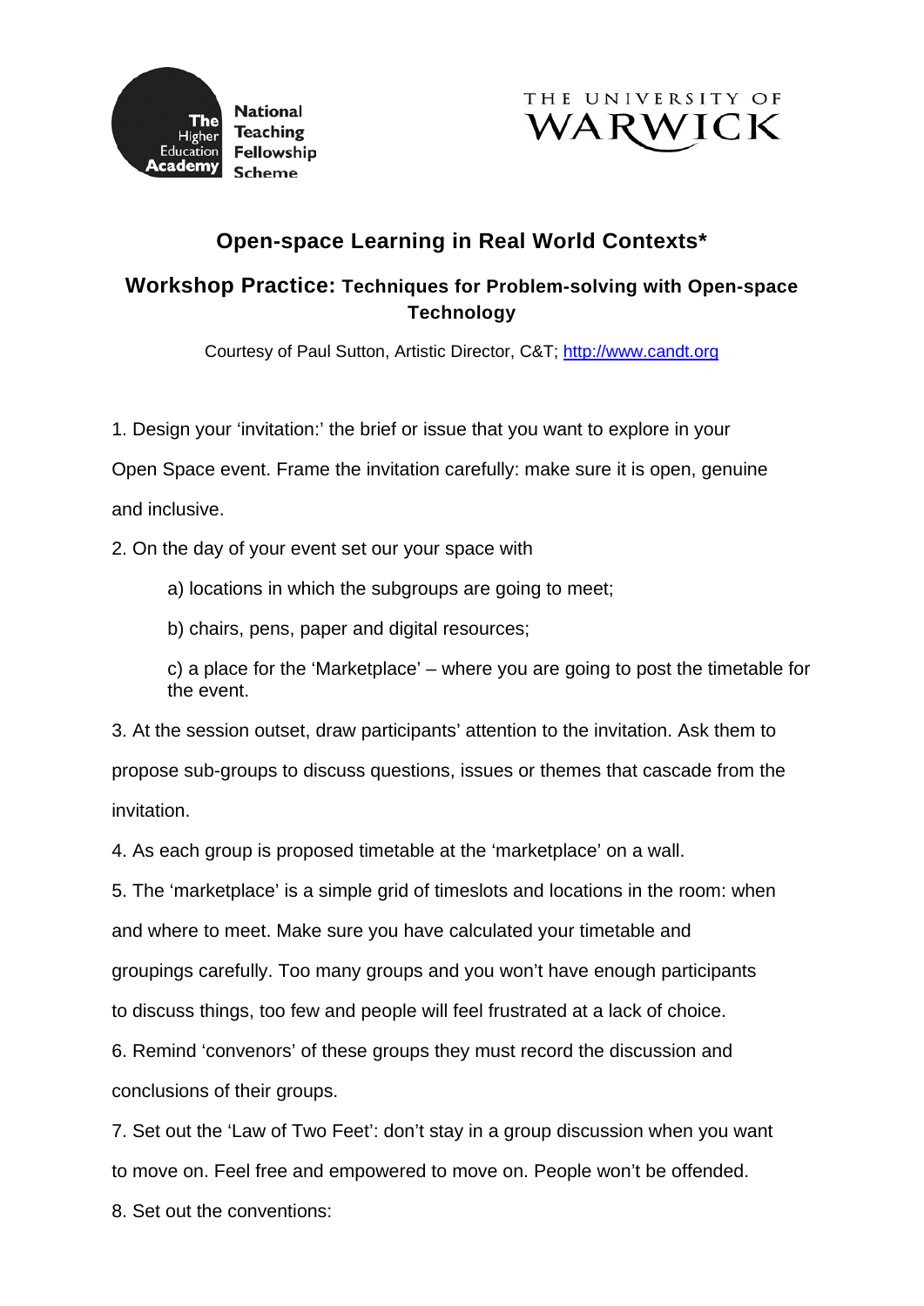The Higher Education Academy National Teaching Fellowship Scheme

THE UNIVERSITY OF WARWICK

# Open-space Learning in Real World Contexts*

## Workshop Practice: Techniques for Problem-solving with Open-space Technology

Courtesy of Paul Sutton, Artistic Director, C&T; http://www.candt.org

1. Design your 'invitation:' the brief or issue that you want to explore in your Open Space event. Frame the invitation carefully: make sure it is open, genuine and inclusive.

2. On the day of your event set our your space with

   a) locations in which the subgroups are going to meet;

   b) chairs, pens, paper and digital resources;

   c) a place for the 'Marketplace' – where you are going to post the timetable for the event.

3. At the session outset, draw participants' attention to the invitation. Ask them to propose sub-groups to discuss questions, issues or themes that cascade from the invitation.

4. As each group is proposed timetable at the 'marketplace' on a wall.

5. The 'marketplace' is a simple grid of timeslots and locations in the room: when and where to meet. Make sure you have calculated your timetable and groupings carefully. Too many groups and you won't have enough participants to discuss things, too few and people will feel frustrated at a lack of choice.

6. Remind 'convenors' of these groups they must record the discussion and conclusions of their groups.

7. Set out the 'Law of Two Feet': don't stay in a group discussion when you want to move on. Feel free and empowered to move on. People won't be offended.

8. Set out the conventions: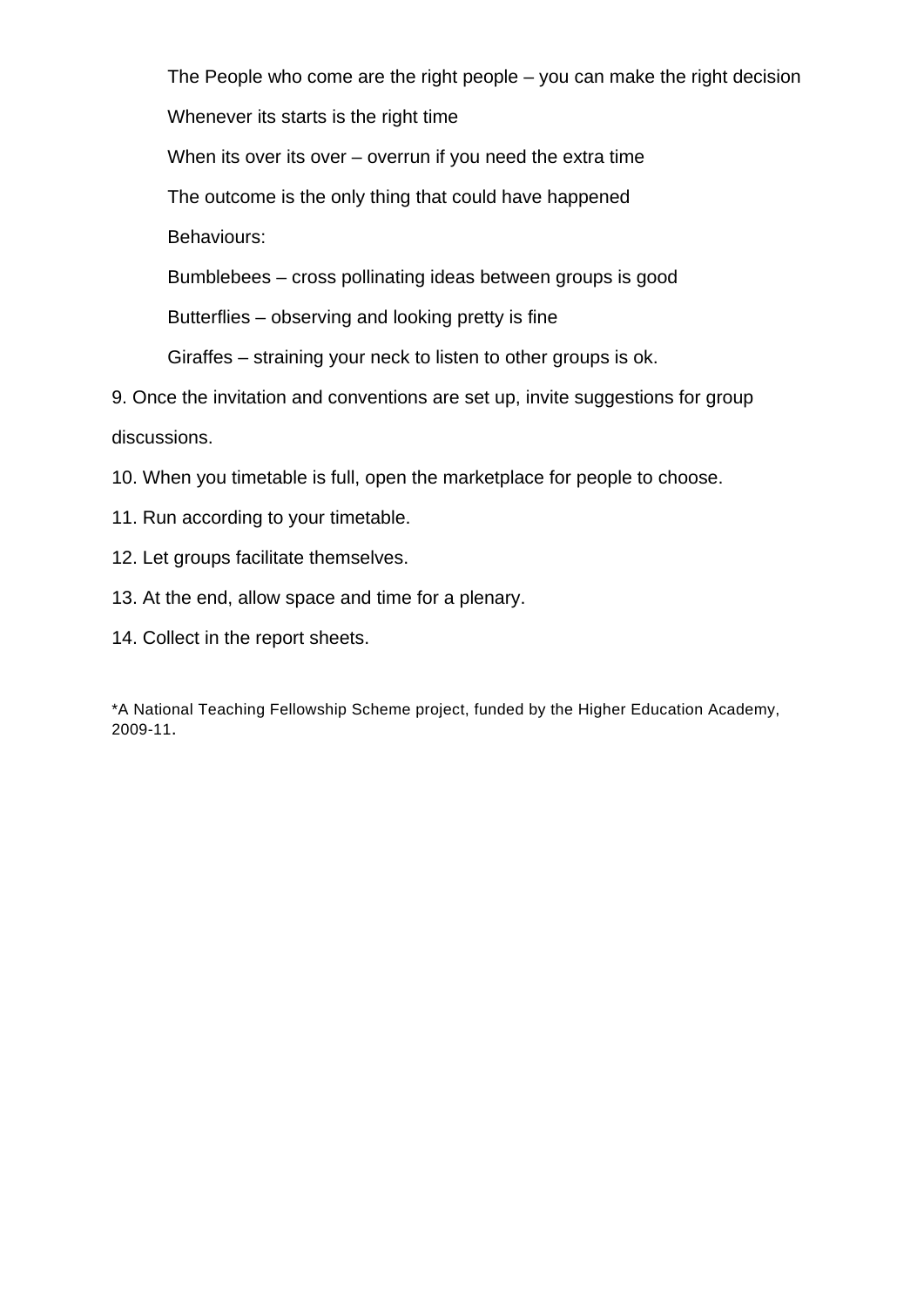The People who come are the right people – you can make the right decision

Whenever its starts is the right time

When its over its over – overrun if you need the extra time

The outcome is the only thing that could have happened

Behaviours:

Bumblebees – cross pollinating ideas between groups is good

Butterflies – observing and looking pretty is fine

Giraffes – straining your neck to listen to other groups is ok.

9. Once the invitation and conventions are set up, invite suggestions for group discussions.
10. When you timetable is full, open the marketplace for people to choose.
11. Run according to your timetable.
12. Let groups facilitate themselves.
13. At the end, allow space and time for a plenary.
14. Collect in the report sheets.

*A National Teaching Fellowship Scheme project, funded by the Higher Education Academy, 2009-11.